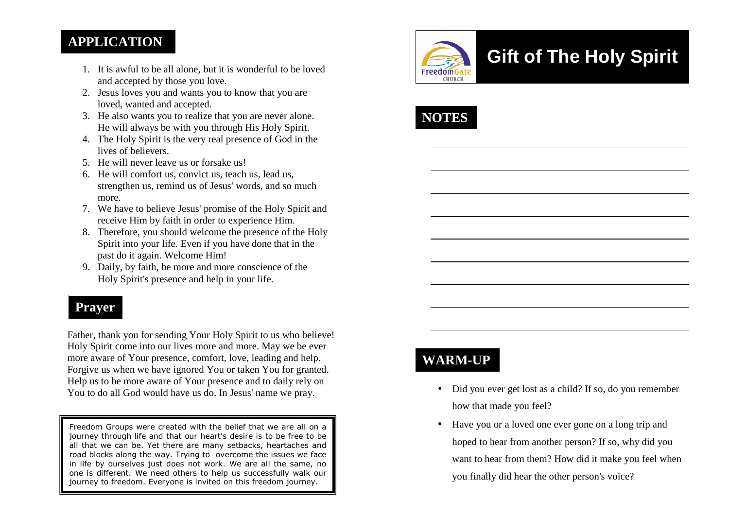## APPLICATION

1. It is awful to be all alone, but it is wonderful to be loved and accepted by those you love.
2. Jesus loves you and wants you to know that you are loved, wanted and accepted.
3. He also wants you to realize that you are never alone. He will always be with you through His Holy Spirit.
4. The Holy Spirit is the very real presence of God in the lives of believers.
5. He will never leave us or forsake us!
6. He will comfort us, convict us, teach us, lead us, strengthen us, remind us of Jesus' words, and so much more.
7. We have to believe Jesus' promise of the Holy Spirit and receive Him by faith in order to experience Him.
8. Therefore, you should welcome the presence of the Holy Spirit into your life. Even if you have done that in the past do it again. Welcome Him!
9. Daily, by faith, be more and more conscience of the Holy Spirit's presence and help in your life.

## Prayer

Father, thank you for sending Your Holy Spirit to us who believe! Holy Spirit come into our lives more and more. May we be ever more aware of Your presence, comfort, love, leading and help. Forgive us when we have ignored You or taken You for granted. Help us to be more aware of Your presence and to daily rely on You to do all God would have us do. In Jesus' name we pray.

Freedom Groups were created with the belief that we are all on a journey through life and that our heart's desire is to be free to be all that we can be. Yet there are many setbacks, heartaches and road blocks along the way. Trying to overcome the issues we face in life by ourselves just does not work. We are all the same, no one is different. We need others to help us successfully walk our journey to freedom. Everyone is invited on this freedom journey.

FreedomGate CHURCH

# Gift of The Holy Spirit

## NOTES

________________________________________

________________________________________

________________________________________

________________________________________

________________________________________

________________________________________

________________________________________

________________________________________

________________________________________

## WARM-UP

- Did you ever get lost as a child? If so, do you remember how that made you feel?
- Have you or a loved one ever gone on a long trip and hoped to hear from another person? If so, why did you want to hear from them? How did it make you feel when you finally did hear the other person's voice?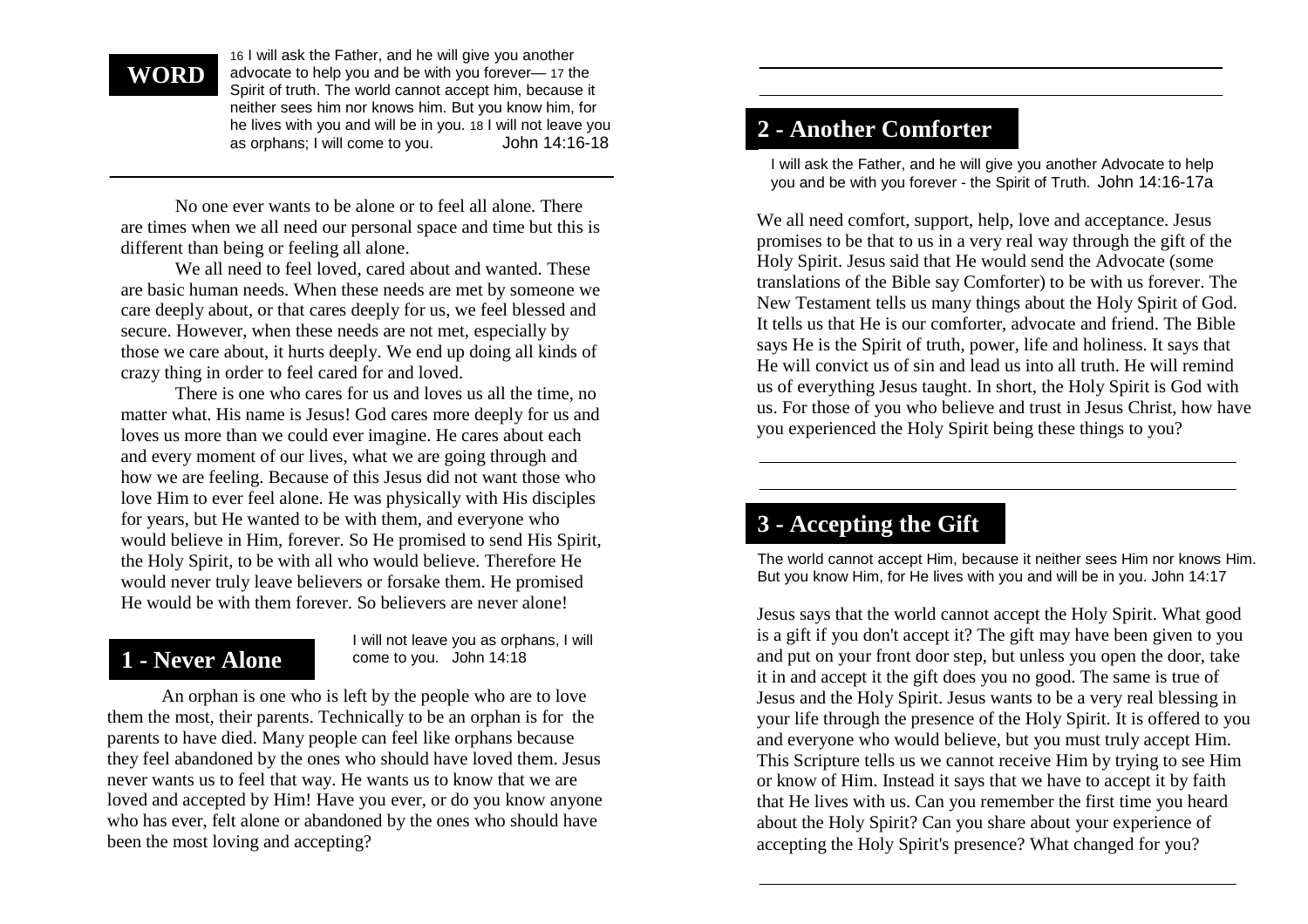## WORD

16 I will ask the Father, and he will give you another advocate to help you and be with you forever— 17 the Spirit of truth. The world cannot accept him, because it neither sees him nor knows him. But you know him, for he lives with you and will be in you. 18 I will not leave you as orphans; I will come to you. John 14:16-18

No one ever wants to be alone or to feel all alone. There are times when we all need our personal space and time but this is different than being or feeling all alone.

We all need to feel loved, cared about and wanted. These are basic human needs. When these needs are met by someone we care deeply about, or that cares deeply for us, we feel blessed and secure. However, when these needs are not met, especially by those we care about, it hurts deeply. We end up doing all kinds of crazy thing in order to feel cared for and loved.

There is one who cares for us and loves us all the time, no matter what. His name is Jesus! God cares more deeply for us and loves us more than we could ever imagine. He cares about each and every moment of our lives, what we are going through and how we are feeling. Because of this Jesus did not want those who love Him to ever feel alone. He was physically with His disciples for years, but He wanted to be with them, and everyone who would believe in Him, forever. So He promised to send His Spirit, the Holy Spirit, to be with all who would believe. Therefore He would never truly leave believers or forsake them. He promised He would be with them forever. So believers are never alone!

## 1 - Never Alone

I will not leave you as orphans, I will come to you. John 14:18

An orphan is one who is left by the people who are to love them the most, their parents. Technically to be an orphan is for the parents to have died. Many people can feel like orphans because they feel abandoned by the ones who should have loved them. Jesus never wants us to feel that way. He wants us to know that we are loved and accepted by Him! Have you ever, or do you know anyone who has ever, felt alone or abandoned by the ones who should have been the most loving and accepting?

## 2 - Another Comforter

I will ask the Father, and he will give you another Advocate to help you and be with you forever - the Spirit of Truth. John 14:16-17a

We all need comfort, support, help, love and acceptance. Jesus promises to be that to us in a very real way through the gift of the Holy Spirit. Jesus said that He would send the Advocate (some translations of the Bible say Comforter) to be with us forever. The New Testament tells us many things about the Holy Spirit of God. It tells us that He is our comforter, advocate and friend. The Bible says He is the Spirit of truth, power, life and holiness. It says that He will convict us of sin and lead us into all truth. He will remind us of everything Jesus taught. In short, the Holy Spirit is God with us. For those of you who believe and trust in Jesus Christ, how have you experienced the Holy Spirit being these things to you?

## 3 - Accepting the Gift

The world cannot accept Him, because it neither sees Him nor knows Him. But you know Him, for He lives with you and will be in you. John 14:17

Jesus says that the world cannot accept the Holy Spirit. What good is a gift if you don't accept it? The gift may have been given to you and put on your front door step, but unless you open the door, take it in and accept it the gift does you no good. The same is true of Jesus and the Holy Spirit. Jesus wants to be a very real blessing in your life through the presence of the Holy Spirit. It is offered to you and everyone who would believe, but you must truly accept Him. This Scripture tells us we cannot receive Him by trying to see Him or know of Him. Instead it says that we have to accept it by faith that He lives with us. Can you remember the first time you heard about the Holy Spirit? Can you share about your experience of accepting the Holy Spirit's presence? What changed for you?